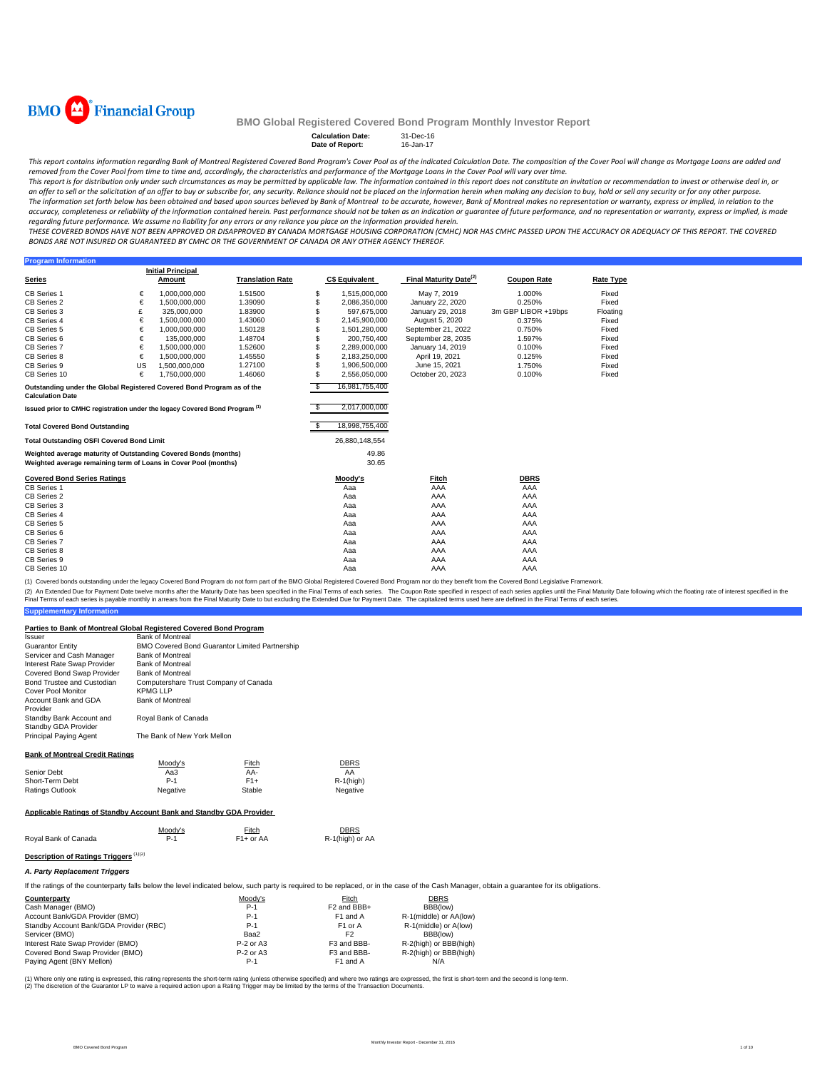BMO Financial Group

## BMO Global Registered Covered Bond Program Monthly Investor Report

**Calculation Date:** 31-Dec-16
**Date of Report:** 16-Jan-17

*This report contains information regarding Bank of Montreal Registered Covered Bond Program's Cover Pool as of the indicated Calculation Date. The composition of the Cover Pool will change as Mortgage Loans are added and removed from the Cover Pool from time to time and, accordingly, the characteristics and performance of the Mortgage Loans in the Cover Pool will vary over time.*

*This report is for distribution only under such circumstances as may be permitted by applicable law. The information contained in this report does not constitute an invitation or recommendation to invest or otherwise deal in, or an offer to sell or the solicitation of an offer to buy or subscribe for, any security. Reliance should not be placed on the information herein when making any decision to buy, hold or sell any security or for any other purpose.*

*The information set forth below has been obtained and based upon sources believed by Bank of Montreal to be accurate, however, Bank of Montreal makes no representation or warranty, express or implied, in relation to the accuracy, completeness or reliability of the information contained herein. Past performance should not be taken as an indication or guarantee of future performance, and no representation or warranty, express or implied, is made regarding future performance. We assume no liability for any errors or any reliance you place on the information provided herein.*

*THESE COVERED BONDS HAVE NOT BEEN APPROVED OR DISAPPROVED BY CANADA MORTGAGE HOUSING CORPORATION (CMHC) NOR HAS CMHC PASSED UPON THE ACCURACY OR ADEQUACY OF THIS REPORT. THE COVERED BONDS ARE NOT INSURED OR GUARANTEED BY CMHC OR THE GOVERNMENT OF CANADA OR ANY OTHER AGENCY THEREOF.*

### Program Information

| Series | | Initial Principal Amount | Translation Rate | | C$ Equivalent | Final Maturity Date[(2)] | Coupon Rate | Rate Type |
|---|---|---|---|---|---|---|---|---|
| CB Series 1 | € | 1,000,000,000 | 1.51500 | $ | 1,515,000,000 | May 7, 2019 | 1.000% | Fixed |
| CB Series 2 | € | 1,500,000,000 | 1.39090 | $ | 2,086,350,000 | January 22, 2020 | 0.250% | Fixed |
| CB Series 3 | £ | 325,000,000 | 1.83900 | $ | 597,675,000 | January 29, 2018 | 3m GBP LIBOR +19bps | Floating |
| CB Series 4 | € | 1,500,000,000 | 1.43060 | $ | 2,145,900,000 | August 5, 2020 | 0.375% | Fixed |
| CB Series 5 | € | 1,000,000,000 | 1.50128 | $ | 1,501,280,000 | September 21, 2022 | 0.750% | Fixed |
| CB Series 6 | € | 135,000,000 | 1.48704 | $ | 200,750,400 | September 28, 2035 | 1.597% | Fixed |
| CB Series 7 | € | 1,500,000,000 | 1.52600 | $ | 2,289,000,000 | January 14, 2019 | 0.100% | Fixed |
| CB Series 8 | € | 1,500,000,000 | 1.45550 | $ | 2,183,250,000 | April 19, 2021 | 0.125% | Fixed |
| CB Series 9 | US | 1,500,000,000 | 1.27100 | $ | 1,906,500,000 | June 15, 2021 | 1.750% | Fixed |
| CB Series 10 | € | 1,750,000,000 | 1.46060 | $ | 2,556,050,000 | October 20, 2023 | 0.100% | Fixed |

| | | |
|---|---|---|
| Outstanding under the Global Registered Covered Bond Program as of the Calculation Date | $ | 16,981,755,400 |
| Issued prior to CMHC registration under the legacy Covered Bond Program [(1)] | $ | 2,017,000,000 |
| Total Covered Bond Outstanding | $ | 18,998,755,400 |
| Total Outstanding OSFI Covered Bond Limit | | 26,880,148,554 |
| Weighted average maturity of Outstanding Covered Bonds (months) | | 49.86 |
| Weighted average remaining term of Loans in Cover Pool (months) | | 30.65 |

| Covered Bond Series Ratings | Moody's | Fitch | DBRS |
|---|---|---|---|
| CB Series 1 | Aaa | AAA | AAA |
| CB Series 2 | Aaa | AAA | AAA |
| CB Series 3 | Aaa | AAA | AAA |
| CB Series 4 | Aaa | AAA | AAA |
| CB Series 5 | Aaa | AAA | AAA |
| CB Series 6 | Aaa | AAA | AAA |
| CB Series 7 | Aaa | AAA | AAA |
| CB Series 8 | Aaa | AAA | AAA |
| CB Series 9 | Aaa | AAA | AAA |
| CB Series 10 | Aaa | AAA | AAA |

(1) Covered bonds outstanding under the legacy Covered Bond Program do not form part of the BMO Global Registered Covered Bond Program nor do they benefit from the Covered Bond Legislative Framework.

(2) An Extended Due for Payment Date twelve months after the Maturity Date has been specified in the Final Terms of each series. The Coupon Rate specified in respect of each series applies until the Final Maturity Date following which the floating rate of interest specified in the Final Terms of each series is payable monthly in arrears from the Final Maturity Date to but excluding the Extended Due for Payment Date. The capitalized terms used here are defined in the Final Terms of each series.

### Supplementary Information

**Parties to Bank of Montreal Global Registered Covered Bond Program**

| | |
|---|---|
| Issuer | Bank of Montreal |
| Guarantor Entity | BMO Covered Bond Guarantor Limited Partnership |
| Servicer and Cash Manager | Bank of Montreal |
| Interest Rate Swap Provider | Bank of Montreal |
| Covered Bond Swap Provider | Bank of Montreal |
| Bond Trustee and Custodian | Computershare Trust Company of Canada |
| Cover Pool Monitor | KPMG LLP |
| Account Bank and GDA Provider | Bank of Montreal |
| Standby Bank Account and Standby GDA Provider | Royal Bank of Canada |
| Principal Paying Agent | The Bank of New York Mellon |

**Bank of Montreal Credit Ratings**

| | Moody's | Fitch | DBRS |
|---|---|---|---|
| Senior Debt | Aa3 | AA- | AA |
| Short-Term Debt | P-1 | F1+ | R-1(high) |
| Ratings Outlook | Negative | Stable | Negative |

**Applicable Ratings of Standby Account Bank and Standby GDA Provider**

| | Moody's | Fitch | DBRS |
|---|---|---|---|
| Royal Bank of Canada | P-1 | F1+ or AA | R-1(high) or AA |

**Description of Ratings Triggers** [(1)(2)]

***A. Party Replacement Triggers***

If the ratings of the counterparty falls below the level indicated below, such party is required to be replaced, or in the case of the Cash Manager, obtain a guarantee for its obligations.

| Counterparty | Moody's | Fitch | DBRS |
|---|---|---|---|
| Cash Manager (BMO) | P-1 | F2 and BBB+ | BBB(low) |
| Account Bank/GDA Provider (BMO) | P-1 | F1 and A | R-1(middle) or AA(low) |
| Standby Account Bank/GDA Provider (RBC) | P-1 | F1 or A | R-1(middle) or A(low) |
| Servicer (BMO) | Baa2 | F2 | BBB(low) |
| Interest Rate Swap Provider (BMO) | P-2 or A3 | F3 and BBB- | R-2(high) or BBB(high) |
| Covered Bond Swap Provider (BMO) | P-2 or A3 | F3 and BBB- | R-2(high) or BBB(high) |
| Paying Agent (BNY Mellon) | P-1 | F1 and A | N/A |

(1) Where only one rating is expressed, this rating represents the short-term rating (unless otherwise specified) and where two ratings are expressed, the first is short-term and the second is long-term.
(2) The discretion of the Guarantor LP to waive a required action upon a Rating Trigger may be limited by the terms of the Transaction Documents.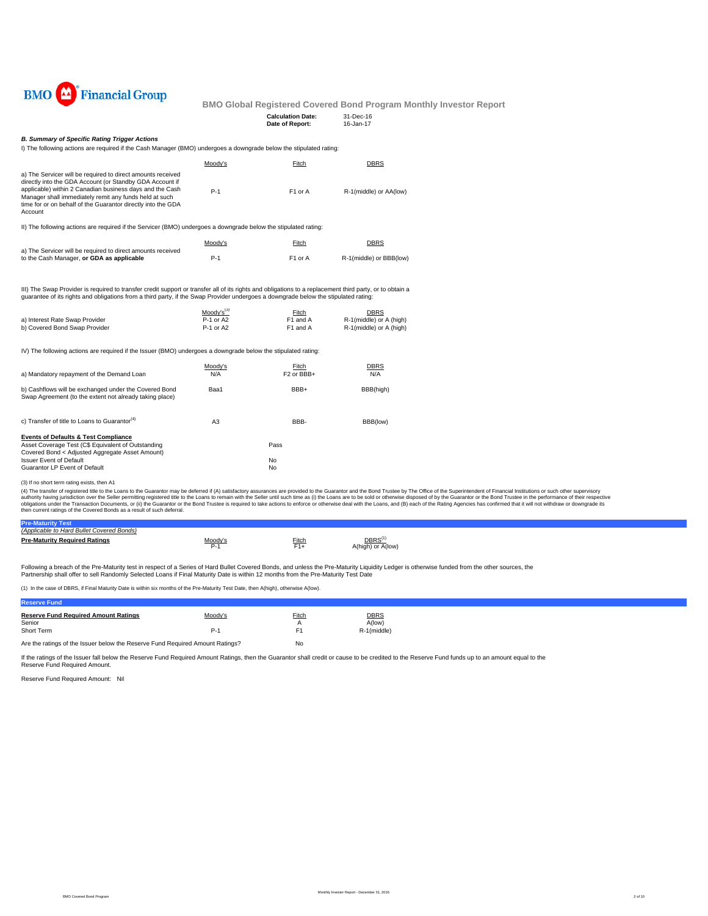BMO Financial Group

## BMO Global Registered Covered Bond Program Monthly Investor Report

**Calculation Date:** 31-Dec-16
**Date of Report:** 16-Jan-17

### *B. Summary of Specific Rating Trigger Actions*

I) The following actions are required if the Cash Manager (BMO) undergoes a downgrade below the stipulated rating:

| | Moody's | Fitch | DBRS |
|---|---|---|---|
| a) The Servicer will be required to direct amounts received directly into the GDA Account (or Standby GDA Account if applicable) within 2 Canadian business days and the Cash Manager shall immediately remit any funds held at such time for or on behalf of the Guarantor directly into the GDA Account | P-1 | F1 or A | R-1(middle) or AA(low) |

II) The following actions are required if the Servicer (BMO) undergoes a downgrade below the stipulated rating:

| | Moody's | Fitch | DBRS |
|---|---|---|---|
| a) The Servicer will be required to direct amounts received to the Cash Manager, **or GDA as applicable** | P-1 | F1 or A | R-1(middle) or BBB(low) |

III) The Swap Provider is required to transfer credit support or transfer all of its rights and obligations to a replacement third party, or to obtain a guarantee of its rights and obligations from a third party, if the Swap Provider undergoes a downgrade below the stipulated rating:

| | Moody's[3] | Fitch | DBRS |
|---|---|---|---|
| a) Interest Rate Swap Provider | P-1 or A2 | F1 and A | R-1(middle) or A (high) |
| b) Covered Bond Swap Provider | P-1 or A2 | F1 and A | R-1(middle) or A (high) |

IV) The following actions are required if the Issuer (BMO) undergoes a downgrade below the stipulated rating:

| | Moody's | Fitch | DBRS |
|---|---|---|---|
| a) Mandatory repayment of the Demand Loan | N/A | F2 or BBB+ | N/A |
| b) Cashflows will be exchanged under the Covered Bond Swap Agreement (to the extent not already taking place) | Baa1 | BBB+ | BBB(high) |
| c) Transfer of title to Loans to Guarantor[4] | A3 | BBB- | BBB(low) |

| **Events of Defaults & Test Compliance** | |
|---|---|
| Asset Coverage Test (C$ Equivalent of Outstanding Covered Bond < Adjusted Aggregate Asset Amount) | Pass |
| Issuer Event of Default | No |
| Guarantor LP Event of Default | No |

(3) If no short term rating exists, then A1

(4) The transfer of registered title to the Loans to the Guarantor may be deferred if (A) satisfactory assurances are provided to the Guarantor and the Bond Trustee by The Office of the Superintendent of Financial Institutions or such other supervisory authority having jurisdiction over the Seller permitting registered title to the Loans to remain with the Seller until such time as (i) the Loans are to be sold or otherwise disposed of by the Guarantor or the Bond Trustee in the performance of their respective obligations under the Transaction Documents, or (ii) the Guarantor or the Bond Trustee is required to take actions to enforce or otherwise deal with the Loans, and (B) each of the Rating Agencies has confirmed that it will not withdraw or downgrade its then current ratings of the Covered Bonds as a result of such deferral.

### Pre-Maturity Test

*(Applicable to Hard Bullet Covered Bonds)*

| **Pre-Maturity Required Ratings** | Moody's | Fitch | DBRS[1] |
|---|---|---|---|
| | P-1 | F1+ | A(high) or A(low) |

Following a breach of the Pre-Maturity test in respect of a Series of Hard Bullet Covered Bonds, and unless the Pre-Maturity Liquidity Ledger is otherwise funded from the other sources, the Partnership shall offer to sell Randomly Selected Loans if Final Maturity Date is within 12 months from the Pre-Maturity Test Date

(1) In the case of DBRS, if Final Maturity Date is within six months of the Pre-Maturity Test Date, then A(high), otherwise A(low).

### Reserve Fund

| **Reserve Fund Required Amount Ratings** | Moody's | Fitch | DBRS |
|---|---|---|---|
| Senior | | A | A(low) |
| Short Term | P-1 | F1 | R-1(middle) |

Are the ratings of the Issuer below the Reserve Fund Required Amount Ratings? No

If the ratings of the Issuer fall below the Reserve Fund Required Amount Ratings, then the Guarantor shall credit or cause to be credited to the Reserve Fund funds up to an amount equal to the Reserve Fund Required Amount.

Reserve Fund Required Amount: Nil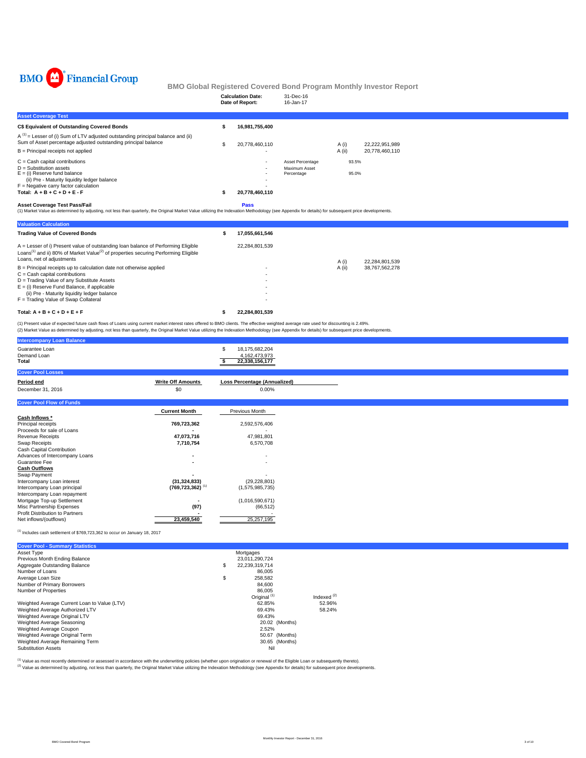# BMO Financial Group

## BMO Global Registered Covered Bond Program Monthly Investor Report

| | |
|---|---|
| **Calculation Date:** | 31-Dec-16 |
| **Date of Report:** | 16-Jan-17 |

### Asset Coverage Test

| | | | | |
|---|---|---|---|---|
| **C$ Equivalent of Outstanding Covered Bonds** | $ 16,981,755,400 | | | |
| A [1] = Lesser of (i) Sum of LTV adjusted outstanding principal balance and (ii) Sum of Asset percentage adjusted outstanding principal balance | $ 20,778,460,110 | | A (i) | 22,222,951,989 |
| B = Principal receipts not applied | - | | A (ii) | 20,778,460,110 |
| C = Cash capital contributions | - | Asset Percentage | 93.5% | |
| D = Substitution assets | - | Maximum Asset Percentage | 95.0% | |
| E = (i) Reserve fund balance | - | | | |
| (ii) Pre - Maturity liquidity ledger balance | - | | | |
| F = Negative carry factor calculation | - | | | |
| **Total: A + B + C + D + E - F** | $ 20,778,460,110 | | | |

**Asset Coverage Test Pass/Fail** — **Pass**

(1) Market Value as determined by adjusting, not less than quarterly, the Original Market Value utilizing the Indexation Methodology (see Appendix for details) for subsequent price developments.

### Valuation Calculation

| | | | |
|---|---|---|---|
| **Trading Value of Covered Bonds** | $ 17,055,661,546 | | |
| A = Lesser of i) Present value of outstanding loan balance of Performing Eligible Loans[1] and ii) 80% of Market Value[2] of properties securing Performing Eligible Loans, net of adjustments | 22,284,801,539 | A (i) | 22,284,801,539 |
| B = Principal receipts up to calculation date not otherwise applied | - | A (ii) | 38,767,562,278 |
| C = Cash capital contributions | - | | |
| D = Trading Value of any Substitute Assets | - | | |
| E = (i) Reserve Fund Balance, if applicable | - | | |
| (ii) Pre - Maturity liquidity ledger balance | - | | |
| F = Trading Value of Swap Collateral | - | | |
| **Total: A + B + C + D + E + F** | $ 22,284,801,539 | | |

(1) Present value of expected future cash flows of Loans using current market interest rates offered to BMO clients. The effective weighted average rate used for discounting is 2.49%.
(2) Market Value as determined by adjusting, not less than quarterly, the Original Market Value utilizing the Indexation Methodology (see Appendix for details) for subsequent price developments.

### Intercompany Loan Balance

| | |
|---|---|
| Guarantee Loan | $ 18,175,682,204 |
| Demand Loan | 4,162,473,973 |
| **Total** | **$ 22,338,156,177** |

### Cover Pool Losses

| Period end | Write Off Amounts | Loss Percentage (Annualized) |
|---|---|---|
| December 31, 2016 | $0 | 0.00% |

### Cover Pool Flow of Funds

| | Current Month | Previous Month |
|---|---|---|
| **Cash Inflows *** | | |
| Principal receipts | 769,723,362 | 2,592,576,406 |
| Proceeds for sale of Loans | - | - |
| Revenue Receipts | 47,073,716 | 47,981,801 |
| Swap Receipts | 7,710,754 | 6,570,708 |
| Cash Capital Contribution | | |
| Advances of Intercompany Loans | - | - |
| Guarantee Fee | - | - |
| **Cash Outflows** | | |
| Swap Payment | - | - |
| Intercompany Loan interest | (31,324,833) | (29,228,801) |
| Intercompany Loan principal | (769,723,362) [1] | (1,575,985,735) |
| Intercompany Loan repayment | | |
| Mortgage Top-up Settlement | - | (1,016,590,671) |
| Misc Partnership Expenses | (97) | (66,512) |
| Profit Distribution to Partners | - | - |
| Net inflows/(outflows) | 23,459,540 | 25,257,195 |

[1] Includes cash settlement of $769,723,362 to occur on January 18, 2017

### Cover Pool - Summary Statistics

| | | |
|---|---|---|
| Asset Type | Mortgages | |
| Previous Month Ending Balance | 23,011,290,724 | |
| Aggregate Outstanding Balance | $ 22,239,319,714 | |
| Number of Loans | 86,005 | |
| Average Loan Size | $ 258,582 | |
| Number of Primary Borrowers | 84,600 | |
| Number of Properties | 86,005 | |
| | Original [1] | Indexed [2] |
| Weighted Average Current Loan to Value (LTV) | 62.85% | 52.96% |
| Weighted Average Authorized LTV | 69.43% | 58.24% |
| Weighted Average Original LTV | 69.43% | |
| Weighted Average Seasoning | 20.02 (Months) | |
| Weighted Average Coupon | 2.52% | |
| Weighted Average Original Term | 50.67 (Months) | |
| Weighted Average Remaining Term | 30.65 (Months) | |
| Substitution Assets | Nil | |

[1] Value as most recently determined or assessed in accordance with the underwriting policies (whether upon origination or renewal of the Eligible Loan or subsequently thereto).
[2] Value as determined by adjusting, not less than quarterly, the Original Market Value utilizing the Indexation Methodology (see Appendix for details) for subsequent price developments.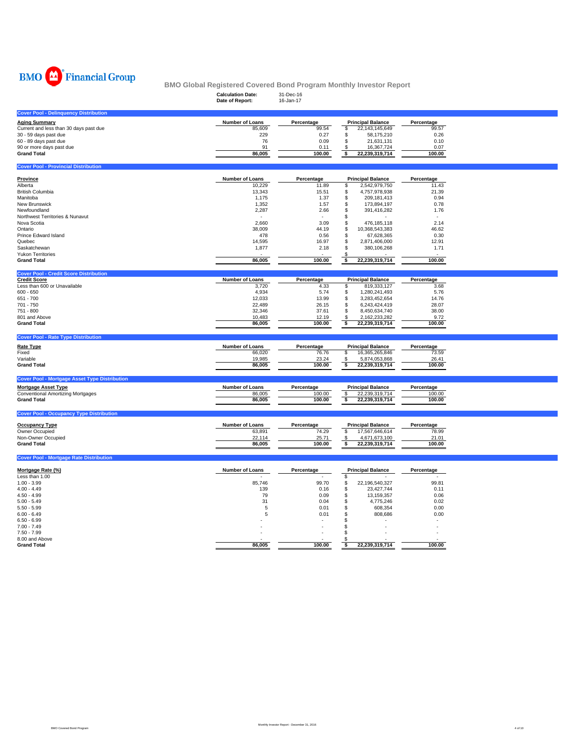BMO Financial Group

## BMO Global Registered Covered Bond Program Monthly Investor Report

**Calculation Date:** 31-Dec-16
**Date of Report:** 16-Jan-17

### Cover Pool - Delinquency Distribution

| Aging Summary | Number of Loans | Percentage | Principal Balance | Percentage |
|---|---|---|---|---|
| Current and less than 30 days past due | 85,609 | 99.54 | $ 22,143,145,649 | 99.57 |
| 30 - 59 days past due | 229 | 0.27 | $ 58,175,210 | 0.26 |
| 60 - 89 days past due | 76 | 0.09 | $ 21,631,131 | 0.10 |
| 90 or more days past due | 91 | 0.11 | $ 16,367,724 | 0.07 |
| **Grand Total** | **86,005** | **100.00** | **$ 22,239,319,714** | **100.00** |

### Cover Pool - Provincial Distribution

| Province | Number of Loans | Percentage | Principal Balance | Percentage |
|---|---|---|---|---|
| Alberta | 10,229 | 11.89 | $ 2,542,979,750 | 11.43 |
| British Columbia | 13,343 | 15.51 | $ 4,757,978,938 | 21.39 |
| Manitoba | 1,175 | 1.37 | $ 209,181,413 | 0.94 |
| New Brunswick | 1,352 | 1.57 | $ 173,894,197 | 0.78 |
| Newfoundland | 2,287 | 2.66 | $ 391,416,282 | 1.76 |
| Northwest Territories & Nunavut | - | - | $ - | - |
| Nova Scotia | 2,660 | 3.09 | $ 476,185,118 | 2.14 |
| Ontario | 38,009 | 44.19 | $ 10,368,543,383 | 46.62 |
| Prince Edward Island | 478 | 0.56 | $ 67,628,365 | 0.30 |
| Quebec | 14,595 | 16.97 | $ 2,871,406,000 | 12.91 |
| Saskatchewan | 1,877 | 2.18 | $ 380,106,268 | 1.71 |
| Yukon Territories | - | - | $ - | - |
| **Grand Total** | **86,005** | **100.00** | **$ 22,239,319,714** | **100.00** |

### Cover Pool - Credit Score Distribution

| Credit Score | Number of Loans | Percentage | Principal Balance | Percentage |
|---|---|---|---|---|
| Less than 600 or Unavailable | 3,720 | 4.33 | $ 819,333,127 | 3.68 |
| 600 - 650 | 4,934 | 5.74 | $ 1,280,241,493 | 5.76 |
| 651 - 700 | 12,033 | 13.99 | $ 3,283,452,654 | 14.76 |
| 701 - 750 | 22,489 | 26.15 | $ 6,243,424,419 | 28.07 |
| 751 - 800 | 32,346 | 37.61 | $ 8,450,634,740 | 38.00 |
| 801 and Above | 10,483 | 12.19 | $ 2,162,233,282 | 9.72 |
| **Grand Total** | **86,005** | **100.00** | **$ 22,239,319,714** | **100.00** |

### Cover Pool - Rate Type Distribution

| Rate Type | Number of Loans | Percentage | Principal Balance | Percentage |
|---|---|---|---|---|
| Fixed | 66,020 | 76.76 | $ 16,365,265,846 | 73.59 |
| Variable | 19,985 | 23.24 | $ 5,874,053,868 | 26.41 |
| **Grand Total** | **86,005** | **100.00** | **$ 22,239,319,714** | **100.00** |

### Cover Pool - Mortgage Asset Type Distribution

| Mortgage Asset Type | Number of Loans | Percentage | Principal Balance | Percentage |
|---|---|---|---|---|
| Conventional Amortizing Mortgages | 86,005 | 100.00 | $ 22,239,319,714 | 100.00 |
| **Grand Total** | **86,005** | **100.00** | **$ 22,239,319,714** | **100.00** |

### Cover Pool - Occupancy Type Distribution

| Occupancy Type | Number of Loans | Percentage | Principal Balance | Percentage |
|---|---|---|---|---|
| Owner Occupied | 63,891 | 74.29 | $ 17,567,646,614 | 78.99 |
| Non-Owner Occupied | 22,114 | 25.71 | $ 4,671,673,100 | 21.01 |
| **Grand Total** | **86,005** | **100.00** | **$ 22,239,319,714** | **100.00** |

### Cover Pool - Mortgage Rate Distribution

| Mortgage Rate (%) | Number of Loans | Percentage | Principal Balance | Percentage |
|---|---|---|---|---|
| Less than 1.00 | - | - | $ - | - |
| 1.00 - 3.99 | 85,746 | 99.70 | $ 22,196,540,327 | 99.81 |
| 4.00 - 4.49 | 139 | 0.16 | $ 23,427,744 | 0.11 |
| 4.50 - 4.99 | 79 | 0.09 | $ 13,159,357 | 0.06 |
| 5.00 - 5.49 | 31 | 0.04 | $ 4,775,246 | 0.02 |
| 5.50 - 5.99 | 5 | 0.01 | $ 608,354 | 0.00 |
| 6.00 - 6.49 | 5 | 0.01 | $ 808,686 | 0.00 |
| 6.50 - 6.99 | - | - | $ - | - |
| 7.00 - 7.49 | - | - | $ - | - |
| 7.50 - 7.99 | - | - | $ - | - |
| 8.00 and Above | - | - | $ - | - |
| **Grand Total** | **86,005** | **100.00** | **$ 22,239,319,714** | **100.00** |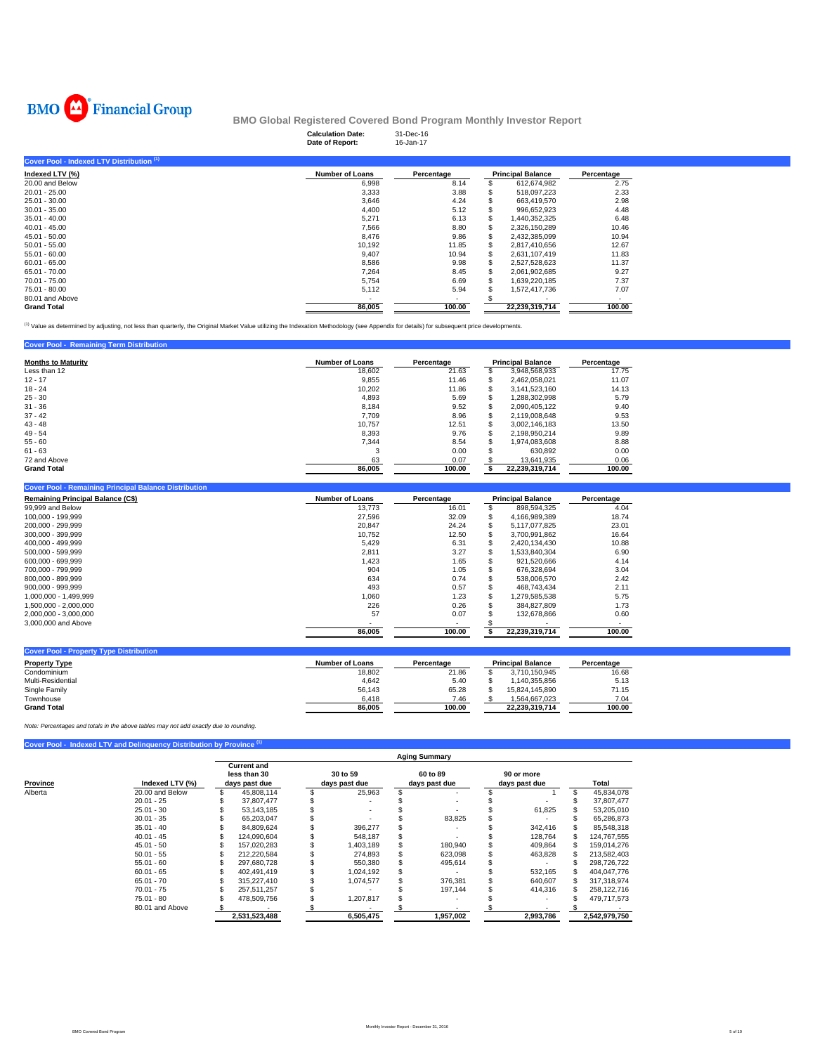BMO Financial Group

## BMO Global Registered Covered Bond Program Monthly Investor Report

**Calculation Date:** 31-Dec-16
**Date of Report:** 16-Jan-17

### Cover Pool - Indexed LTV Distribution [1]

| Indexed LTV (%) | Number of Loans | Percentage | Principal Balance | Percentage |
|---|---|---|---|---|
| 20.00 and Below | 6,998 | 8.14 | $ 612,674,982 | 2.75 |
| 20.01 - 25.00 | 3,333 | 3.88 | $ 518,097,223 | 2.33 |
| 25.01 - 30.00 | 3,646 | 4.24 | $ 663,419,570 | 2.98 |
| 30.01 - 35.00 | 4,400 | 5.12 | $ 996,652,923 | 4.48 |
| 35.01 - 40.00 | 5,271 | 6.13 | $ 1,440,352,325 | 6.48 |
| 40.01 - 45.00 | 7,566 | 8.80 | $ 2,326,150,289 | 10.46 |
| 45.01 - 50.00 | 8,476 | 9.86 | $ 2,432,385,099 | 10.94 |
| 50.01 - 55.00 | 10,192 | 11.85 | $ 2,817,410,656 | 12.67 |
| 55.01 - 60.00 | 9,407 | 10.94 | $ 2,631,107,419 | 11.83 |
| 60.01 - 65.00 | 8,586 | 9.98 | $ 2,527,528,623 | 11.37 |
| 65.01 - 70.00 | 7,264 | 8.45 | $ 2,061,902,685 | 9.27 |
| 70.01 - 75.00 | 5,754 | 6.69 | $ 1,639,220,185 | 7.37 |
| 75.01 - 80.00 | 5,112 | 5.94 | $ 1,572,417,736 | 7.07 |
| 80.01 and Above | - | - | $ - | - |
| **Grand Total** | **86,005** | **100.00** | **22,239,319,714** | **100.00** |

[1] Value as determined by adjusting, not less than quarterly, the Original Market Value utilizing the Indexation Methodology (see Appendix for details) for subsequent price developments.

### Cover Pool - Remaining Term Distribution

| Months to Maturity | Number of Loans | Percentage | Principal Balance | Percentage |
|---|---|---|---|---|
| Less than 12 | 18,602 | 21.63 | $ 3,948,568,933 | 17.75 |
| 12 - 17 | 9,855 | 11.46 | $ 2,462,058,021 | 11.07 |
| 18 - 24 | 10,202 | 11.86 | $ 3,141,523,160 | 14.13 |
| 25 - 30 | 4,893 | 5.69 | $ 1,288,302,998 | 5.79 |
| 31 - 36 | 8,184 | 9.52 | $ 2,090,405,122 | 9.40 |
| 37 - 42 | 7,709 | 8.96 | $ 2,119,008,648 | 9.53 |
| 43 - 48 | 10,757 | 12.51 | $ 3,002,146,183 | 13.50 |
| 49 - 54 | 8,393 | 9.76 | $ 2,198,950,214 | 9.89 |
| 55 - 60 | 7,344 | 8.54 | $ 1,974,083,608 | 8.88 |
| 61 - 63 | 3 | 0.00 | $ 630,892 | 0.00 |
| 72 and Above | 63 | 0.07 | $ 13,641,935 | 0.06 |
| **Grand Total** | **86,005** | **100.00** | **$ 22,239,319,714** | **100.00** |

### Cover Pool - Remaining Principal Balance Distribution

| Remaining Principal Balance (C$) | Number of Loans | Percentage | Principal Balance | Percentage |
|---|---|---|---|---|
| 99,999 and Below | 13,773 | 16.01 | $ 898,594,325 | 4.04 |
| 100,000 - 199,999 | 27,596 | 32.09 | $ 4,166,989,389 | 18.74 |
| 200,000 - 299,999 | 20,847 | 24.24 | $ 5,117,077,825 | 23.01 |
| 300,000 - 399,999 | 10,752 | 12.50 | $ 3,700,991,862 | 16.64 |
| 400,000 - 499,999 | 5,429 | 6.31 | $ 2,420,134,430 | 10.88 |
| 500,000 - 599,999 | 2,811 | 3.27 | $ 1,533,840,304 | 6.90 |
| 600,000 - 699,999 | 1,423 | 1.65 | $ 921,520,666 | 4.14 |
| 700,000 - 799,999 | 904 | 1.05 | $ 676,328,694 | 3.04 |
| 800,000 - 899,999 | 634 | 0.74 | $ 538,006,570 | 2.42 |
| 900,000 - 999,999 | 493 | 0.57 | $ 468,743,434 | 2.11 |
| 1,000,000 - 1,499,999 | 1,060 | 1.23 | $ 1,279,585,538 | 5.75 |
| 1,500,000 - 2,000,000 | 226 | 0.26 | $ 384,827,809 | 1.73 |
| 2,000,000 - 3,000,000 | 57 | 0.07 | $ 132,678,866 | 0.60 |
| 3,000,000 and Above | - | - | $ - | - |
| | **86,005** | **100.00** | **$ 22,239,319,714** | **100.00** |

### Cover Pool - Property Type Distribution

| Property Type | Number of Loans | Percentage | Principal Balance | Percentage |
|---|---|---|---|---|
| Condominium | 18,802 | 21.86 | $ 3,710,150,945 | 16.68 |
| Multi-Residential | 4,642 | 5.40 | $ 1,140,355,856 | 5.13 |
| Single Family | 56,143 | 65.28 | $ 15,824,145,890 | 71.15 |
| Townhouse | 6,418 | 7.46 | $ 1,564,667,023 | 7.04 |
| **Grand Total** | **86,005** | **100.00** | **22,239,319,714** | **100.00** |

*Note: Percentages and totals in the above tables may not add exactly due to rounding.*

### Cover Pool - Indexed LTV and Delinquency Distribution by Province [1]

| | | Aging Summary | | | | |
|---|---|---|---|---|---|---|
| Province | Indexed LTV (%) | Current and less than 30 days past due | 30 to 59 days past due | 60 to 89 days past due | 90 or more days past due | Total |
| Alberta | 20.00 and Below | $ 45,808,114 | $ 25,963 | $ - | $ 1 | $ 45,834,078 |
| | 20.01 - 25 | $ 37,807,477 | $ - | $ - | $ - | $ 37,807,477 |
| | 25.01 - 30 | $ 53,143,185 | $ - | $ - | $ 61,825 | $ 53,205,010 |
| | 30.01 - 35 | $ 65,203,047 | $ - | $ 83,825 | $ - | $ 65,286,873 |
| | 35.01 - 40 | $ 84,809,624 | $ 396,277 | $ - | $ 342,416 | $ 85,548,318 |
| | 40.01 - 45 | $ 124,090,604 | $ 548,187 | $ - | $ 128,764 | $ 124,767,555 |
| | 45.01 - 50 | $ 157,020,283 | $ 1,403,189 | $ 180,940 | $ 409,864 | $ 159,014,276 |
| | 50.01 - 55 | $ 212,220,584 | $ 274,893 | $ 623,098 | $ 463,828 | $ 213,582,403 |
| | 55.01 - 60 | $ 297,680,728 | $ 550,380 | $ 495,614 | $ - | $ 298,726,722 |
| | 60.01 - 65 | $ 402,491,419 | $ 1,024,192 | $ - | $ 532,165 | $ 404,047,776 |
| | 65.01 - 70 | $ 315,227,410 | $ 1,074,577 | $ 376,381 | $ 640,607 | $ 317,318,974 |
| | 70.01 - 75 | $ 257,511,257 | $ - | $ 197,144 | $ 414,316 | $ 258,122,716 |
| | 75.01 - 80 | $ 478,509,756 | $ 1,207,817 | $ - | $ - | $ 479,717,573 |
| | 80.01 and Above | $ - | $ - | $ - | $ - | $ - |
| | | **2,531,523,488** | **6,505,475** | **1,957,002** | **2,993,786** | **2,542,979,750** |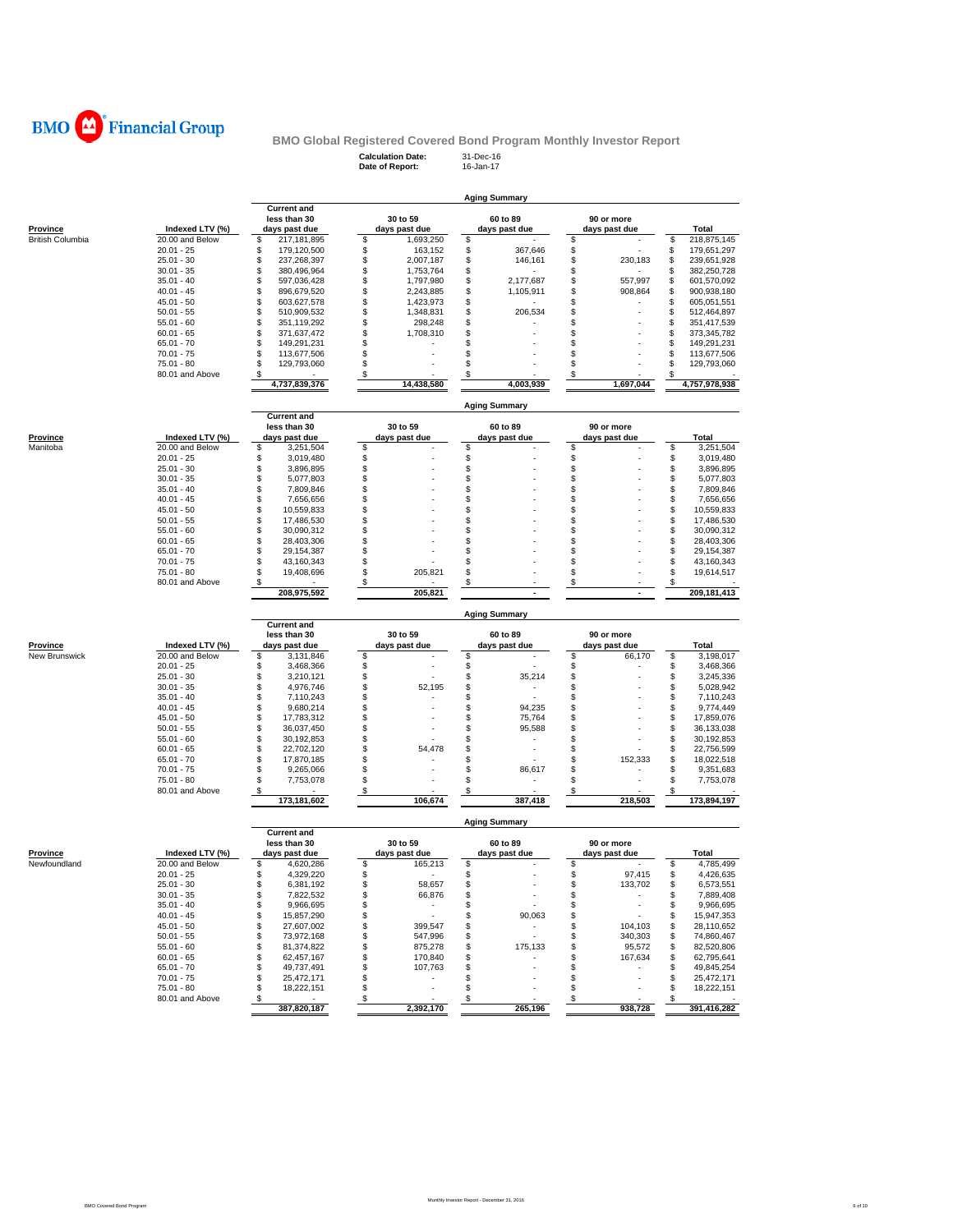BMO Financial Group

# BMO Global Registered Covered Bond Program Monthly Investor Report

**Calculation Date:** 31-Dec-16
**Date of Report:** 16-Jan-17

## Aging Summary

| Province | Indexed LTV (%) | Current and less than 30 days past due | 30 to 59 days past due | 60 to 89 days past due | 90 or more days past due | Total |
|---|---|---|---|---|---|---|
| British Columbia | 20.00 and Below | $ 217,181,895 | $ 1,693,250 | $ - | $ - | $ 218,875,145 |
| | 20.01 - 25 | $ 179,120,500 | $ 163,152 | $ 367,646 | $ - | $ 179,651,297 |
| | 25.01 - 30 | $ 237,268,397 | $ 2,007,187 | $ 146,161 | $ 230,183 | $ 239,651,928 |
| | 30.01 - 35 | $ 380,496,964 | $ 1,753,764 | $ - | $ - | $ 382,250,728 |
| | 35.01 - 40 | $ 597,036,428 | $ 1,797,980 | $ 2,177,687 | $ 557,997 | $ 601,570,092 |
| | 40.01 - 45 | $ 896,679,520 | $ 2,243,885 | $ 1,105,911 | $ 908,864 | $ 900,938,180 |
| | 45.01 - 50 | $ 603,627,578 | $ 1,423,973 | $ - | $ - | $ 605,051,551 |
| | 50.01 - 55 | $ 510,909,532 | $ 1,348,831 | $ 206,534 | $ - | $ 512,464,897 |
| | 55.01 - 60 | $ 351,119,292 | $ 298,248 | $ - | $ - | $ 351,417,539 |
| | 60.01 - 65 | $ 371,637,472 | $ 1,708,310 | $ - | $ - | $ 373,345,782 |
| | 65.01 - 70 | $ 149,291,231 | $ - | $ - | $ - | $ 149,291,231 |
| | 70.01 - 75 | $ 113,677,506 | $ - | $ - | $ - | $ 113,677,506 |
| | 75.01 - 80 | $ 129,793,060 | $ - | $ - | $ - | $ 129,793,060 |
| | 80.01 and Above | $ - | $ - | $ - | $ - | $ - |
| | | 4,737,839,376 | 14,438,580 | 4,003,939 | 1,697,044 | 4,757,978,938 |

## Aging Summary

| Province | Indexed LTV (%) | Current and less than 30 days past due | 30 to 59 days past due | 60 to 89 days past due | 90 or more days past due | Total |
|---|---|---|---|---|---|---|
| Manitoba | 20.00 and Below | $ 3,251,504 | $ - | $ - | $ - | $ 3,251,504 |
| | 20.01 - 25 | $ 3,019,480 | $ - | $ - | $ - | $ 3,019,480 |
| | 25.01 - 30 | $ 3,896,895 | $ - | $ - | $ - | $ 3,896,895 |
| | 30.01 - 35 | $ 5,077,803 | $ - | $ - | $ - | $ 5,077,803 |
| | 35.01 - 40 | $ 7,809,846 | $ - | $ - | $ - | $ 7,809,846 |
| | 40.01 - 45 | $ 7,656,656 | $ - | $ - | $ - | $ 7,656,656 |
| | 45.01 - 50 | $ 10,559,833 | $ - | $ - | $ - | $ 10,559,833 |
| | 50.01 - 55 | $ 17,486,530 | $ - | $ - | $ - | $ 17,486,530 |
| | 55.01 - 60 | $ 30,090,312 | $ - | $ - | $ - | $ 30,090,312 |
| | 60.01 - 65 | $ 28,403,306 | $ - | $ - | $ - | $ 28,403,306 |
| | 65.01 - 70 | $ 29,154,387 | $ - | $ - | $ - | $ 29,154,387 |
| | 70.01 - 75 | $ 43,160,343 | $ - | $ - | $ - | $ 43,160,343 |
| | 75.01 - 80 | $ 19,408,696 | $ 205,821 | $ - | $ - | $ 19,614,517 |
| | 80.01 and Above | $ - | $ - | $ - | $ - | $ - |
| | | 208,975,592 | 205,821 | - | - | 209,181,413 |

## Aging Summary

| Province | Indexed LTV (%) | Current and less than 30 days past due | 30 to 59 days past due | 60 to 89 days past due | 90 or more days past due | Total |
|---|---|---|---|---|---|---|
| New Brunswick | 20.00 and Below | $ 3,131,846 | $ - | $ - | $ 66,170 | $ 3,198,017 |
| | 20.01 - 25 | $ 3,468,366 | $ - | $ - | $ - | $ 3,468,366 |
| | 25.01 - 30 | $ 3,210,121 | $ - | $ 35,214 | $ - | $ 3,245,336 |
| | 30.01 - 35 | $ 4,976,746 | $ 52,195 | $ - | $ - | $ 5,028,942 |
| | 35.01 - 40 | $ 7,110,243 | $ - | $ - | $ - | $ 7,110,243 |
| | 40.01 - 45 | $ 9,680,214 | $ - | $ 94,235 | $ - | $ 9,774,449 |
| | 45.01 - 50 | $ 17,783,312 | $ - | $ 75,764 | $ - | $ 17,859,076 |
| | 50.01 - 55 | $ 36,037,450 | $ - | $ 95,588 | $ - | $ 36,133,038 |
| | 55.01 - 60 | $ 30,192,853 | $ - | $ - | $ - | $ 30,192,853 |
| | 60.01 - 65 | $ 22,702,120 | $ 54,478 | $ - | $ - | $ 22,756,599 |
| | 65.01 - 70 | $ 17,870,185 | $ - | $ - | $ 152,333 | $ 18,022,518 |
| | 70.01 - 75 | $ 9,265,066 | $ - | $ 86,617 | $ - | $ 9,351,683 |
| | 75.01 - 80 | $ 7,753,078 | $ - | $ - | $ - | $ 7,753,078 |
| | 80.01 and Above | $ - | $ - | $ - | $ - | $ - |
| | | 173,181,602 | 106,674 | 387,418 | 218,503 | 173,894,197 |

## Aging Summary

| Province | Indexed LTV (%) | Current and less than 30 days past due | 30 to 59 days past due | 60 to 89 days past due | 90 or more days past due | Total |
|---|---|---|---|---|---|---|
| Newfoundland | 20.00 and Below | $ 4,620,286 | $ 165,213 | $ - | $ - | $ 4,785,499 |
| | 20.01 - 25 | $ 4,329,220 | $ - | $ - | $ 97,415 | $ 4,426,635 |
| | 25.01 - 30 | $ 6,381,192 | $ 58,657 | $ - | $ 133,702 | $ 6,573,551 |
| | 30.01 - 35 | $ 7,822,532 | $ 66,876 | $ - | $ - | $ 7,889,408 |
| | 35.01 - 40 | $ 9,966,695 | $ - | $ - | $ - | $ 9,966,695 |
| | 40.01 - 45 | $ 15,857,290 | $ - | $ 90,063 | $ - | $ 15,947,353 |
| | 45.01 - 50 | $ 27,607,002 | $ 399,547 | $ - | $ 104,103 | $ 28,110,652 |
| | 50.01 - 55 | $ 73,972,168 | $ 547,996 | $ - | $ 340,303 | $ 74,860,467 |
| | 55.01 - 60 | $ 81,374,822 | $ 875,278 | $ 175,133 | $ 95,572 | $ 82,520,806 |
| | 60.01 - 65 | $ 62,457,167 | $ 170,840 | $ - | $ 167,634 | $ 62,795,641 |
| | 65.01 - 70 | $ 49,737,491 | $ 107,763 | $ - | $ - | $ 49,845,254 |
| | 70.01 - 75 | $ 25,472,171 | $ - | $ - | $ - | $ 25,472,171 |
| | 75.01 - 80 | $ 18,222,151 | $ - | $ - | $ - | $ 18,222,151 |
| | 80.01 and Above | $ - | $ - | $ - | $ - | $ - |
| | | 387,820,187 | 2,392,170 | 265,196 | 938,728 | 391,416,282 |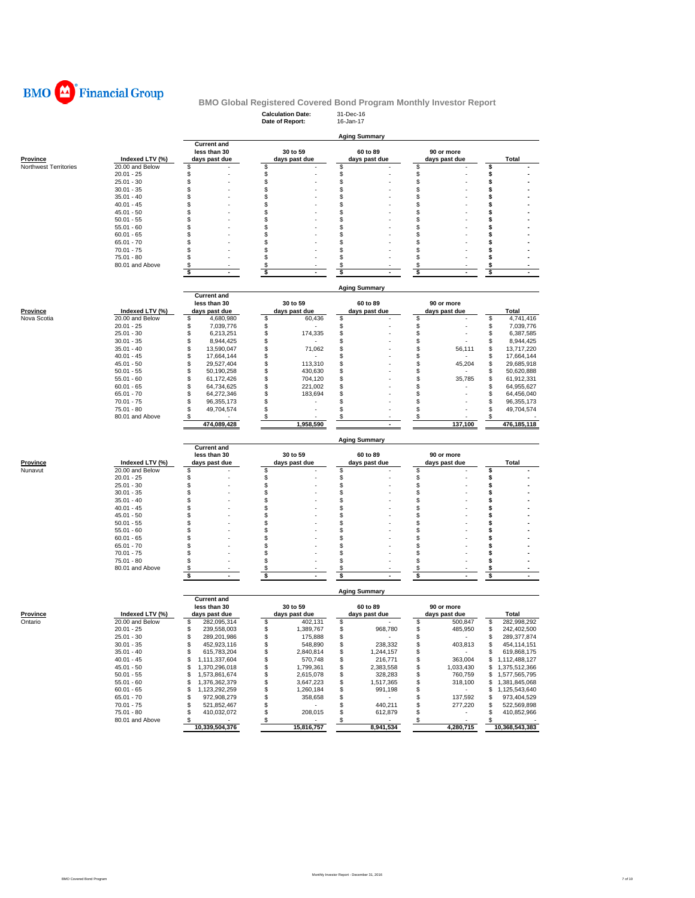BMO Financial Group

# BMO Global Registered Covered Bond Program Monthly Investor Report

**Calculation Date:** 31-Dec-16
**Date of Report:** 16-Jan-17

## Aging Summary

| Province | Indexed LTV (%) | Current and less than 30 days past due | 30 to 59 days past due | 60 to 89 days past due | 90 or more days past due | Total |
|---|---|---|---|---|---|---|
| Northwest Territories | 20.00 and Below | $ - | $ - | $ - | $ - | $ - |
| | 20.01 - 25 | $ - | $ - | $ - | $ - | $ - |
| | 25.01 - 30 | $ - | $ - | $ - | $ - | $ - |
| | 30.01 - 35 | $ - | $ - | $ - | $ - | $ - |
| | 35.01 - 40 | $ - | $ - | $ - | $ - | $ - |
| | 40.01 - 45 | $ - | $ - | $ - | $ - | $ - |
| | 45.01 - 50 | $ - | $ - | $ - | $ - | $ - |
| | 50.01 - 55 | $ - | $ - | $ - | $ - | $ - |
| | 55.01 - 60 | $ - | $ - | $ - | $ - | $ - |
| | 60.01 - 65 | $ - | $ - | $ - | $ - | $ - |
| | 65.01 - 70 | $ - | $ - | $ - | $ - | $ - |
| | 70.01 - 75 | $ - | $ - | $ - | $ - | $ - |
| | 75.01 - 80 | $ - | $ - | $ - | $ - | $ - |
| | 80.01 and Above | $ - | $ - | $ - | $ - | $ - |
| | | $ - | $ - | $ - | $ - | $ - |

## Aging Summary

| Province | Indexed LTV (%) | Current and less than 30 days past due | 30 to 59 days past due | 60 to 89 days past due | 90 or more days past due | Total |
|---|---|---|---|---|---|---|
| Nova Scotia | 20.00 and Below | $ 4,680,980 | $ 60,436 | $ - | $ - | $ 4,741,416 |
| | 20.01 - 25 | $ 7,039,776 | $ - | $ - | $ - | $ 7,039,776 |
| | 25.01 - 30 | $ 6,213,251 | $ 174,335 | $ - | $ - | $ 6,387,585 |
| | 30.01 - 35 | $ 8,944,425 | $ - | $ - | $ - | $ 8,944,425 |
| | 35.01 - 40 | $ 13,590,047 | $ 71,062 | $ - | $ 56,111 | $ 13,717,220 |
| | 40.01 - 45 | $ 17,664,144 | $ - | $ - | $ - | $ 17,664,144 |
| | 45.01 - 50 | $ 29,527,404 | $ 113,310 | $ - | $ 45,204 | $ 29,685,918 |
| | 50.01 - 55 | $ 50,190,258 | $ 430,630 | $ - | $ - | $ 50,620,888 |
| | 55.01 - 60 | $ 61,172,426 | $ 704,120 | $ - | $ 35,785 | $ 61,912,331 |
| | 60.01 - 65 | $ 64,734,625 | $ 221,002 | $ - | $ - | $ 64,955,627 |
| | 65.01 - 70 | $ 64,272,346 | $ 183,694 | $ - | $ - | $ 64,456,040 |
| | 70.01 - 75 | $ 96,355,173 | $ - | $ - | $ - | $ 96,355,173 |
| | 75.01 - 80 | $ 49,704,574 | $ - | $ - | $ - | $ 49,704,574 |
| | 80.01 and Above | $ - | $ - | $ - | $ - | $ - |
| | | 474,089,428 | 1,958,590 | - | 137,100 | 476,185,118 |

## Aging Summary

| Province | Indexed LTV (%) | Current and less than 30 days past due | 30 to 59 days past due | 60 to 89 days past due | 90 or more days past due | Total |
|---|---|---|---|---|---|---|
| Nunavut | 20.00 and Below | $ - | $ - | $ - | $ - | $ - |
| | 20.01 - 25 | $ - | $ - | $ - | $ - | $ - |
| | 25.01 - 30 | $ - | $ - | $ - | $ - | $ - |
| | 30.01 - 35 | $ - | $ - | $ - | $ - | $ - |
| | 35.01 - 40 | $ - | $ - | $ - | $ - | $ - |
| | 40.01 - 45 | $ - | $ - | $ - | $ - | $ - |
| | 45.01 - 50 | $ - | $ - | $ - | $ - | $ - |
| | 50.01 - 55 | $ - | $ - | $ - | $ - | $ - |
| | 55.01 - 60 | $ - | $ - | $ - | $ - | $ - |
| | 60.01 - 65 | $ - | $ - | $ - | $ - | $ - |
| | 65.01 - 70 | $ - | $ - | $ - | $ - | $ - |
| | 70.01 - 75 | $ - | $ - | $ - | $ - | $ - |
| | 75.01 - 80 | $ - | $ - | $ - | $ - | $ - |
| | 80.01 and Above | $ - | $ - | $ - | $ - | $ - |
| | | $ - | $ - | $ - | $ - | $ - |

## Aging Summary

| Province | Indexed LTV (%) | Current and less than 30 days past due | 30 to 59 days past due | 60 to 89 days past due | 90 or more days past due | Total |
|---|---|---|---|---|---|---|
| Ontario | 20.00 and Below | $ 282,095,314 | $ 402,131 | $ - | $ 500,847 | $ 282,998,292 |
| | 20.01 - 25 | $ 239,558,003 | $ 1,389,767 | $ 968,780 | $ 485,950 | $ 242,402,500 |
| | 25.01 - 30 | $ 289,201,986 | $ 175,888 | $ - | $ - | $ 289,377,874 |
| | 30.01 - 35 | $ 452,923,116 | $ 548,890 | $ 238,332 | $ 403,813 | $ 454,114,151 |
| | 35.01 - 40 | $ 615,783,204 | $ 2,840,814 | $ 1,244,157 | $ - | $ 619,868,175 |
| | 40.01 - 45 | $ 1,111,337,604 | $ 570,748 | $ 216,771 | $ 363,004 | $ 1,112,488,127 |
| | 45.01 - 50 | $ 1,370,296,018 | $ 1,799,361 | $ 2,383,558 | $ 1,033,430 | $ 1,375,512,366 |
| | 50.01 - 55 | $ 1,573,861,674 | $ 2,615,078 | $ 328,283 | $ 760,759 | $ 1,577,565,795 |
| | 55.01 - 60 | $ 1,376,362,379 | $ 3,647,223 | $ 1,517,365 | $ 318,100 | $ 1,381,845,068 |
| | 60.01 - 65 | $ 1,123,292,259 | $ 1,260,184 | $ 991,198 | $ - | $ 1,125,543,640 |
| | 65.01 - 70 | $ 972,908,279 | $ 358,658 | $ - | $ 137,592 | $ 973,404,529 |
| | 70.01 - 75 | $ 521,852,467 | $ - | $ 440,211 | $ 277,220 | $ 522,569,898 |
| | 75.01 - 80 | $ 410,032,072 | $ 208,015 | $ 612,879 | $ - | $ 410,852,966 |
| | 80.01 and Above | $ - | $ - | $ - | $ - | $ - |
| | | 10,339,504,376 | 15,816,757 | 8,941,534 | 4,280,715 | 10,368,543,383 |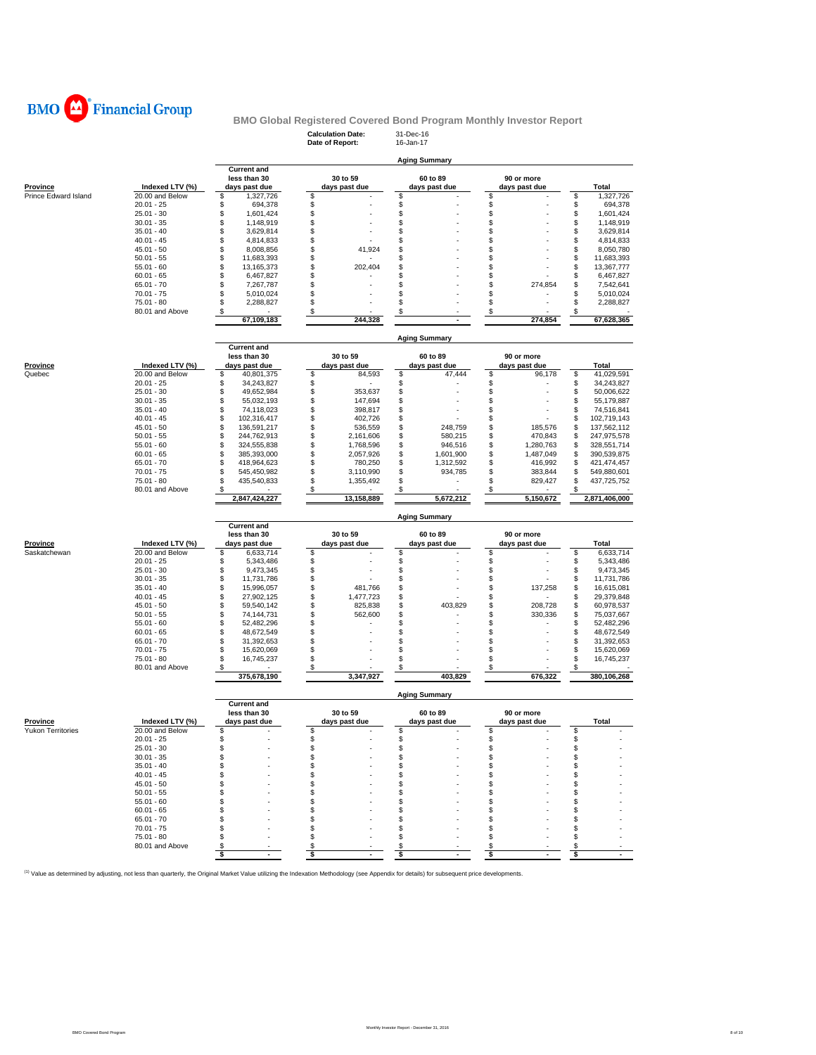# BMO Financial Group

## BMO Global Registered Covered Bond Program Monthly Investor Report

**Calculation Date:** 31-Dec-16
**Date of Report:** 16-Jan-17

### Aging Summary

| Province | Indexed LTV (%) | Current and less than 30 days past due | 30 to 59 days past due | 60 to 89 days past due | 90 or more days past due | Total |
|---|---|---|---|---|---|---|
| Prince Edward Island | 20.00 and Below | $ 1,327,726 | $ - | $ - | $ - | $ 1,327,726 |
| | 20.01 - 25 | $ 694,378 | $ - | $ - | $ - | $ 694,378 |
| | 25.01 - 30 | $ 1,601,424 | $ - | $ - | $ - | $ 1,601,424 |
| | 30.01 - 35 | $ 1,148,919 | $ - | $ - | $ - | $ 1,148,919 |
| | 35.01 - 40 | $ 3,629,814 | $ - | $ - | $ - | $ 3,629,814 |
| | 40.01 - 45 | $ 4,814,833 | $ - | $ - | $ - | $ 4,814,833 |
| | 45.01 - 50 | $ 8,008,856 | $ 41,924 | $ - | $ - | $ 8,050,780 |
| | 50.01 - 55 | $ 11,683,393 | $ - | $ - | $ - | $ 11,683,393 |
| | 55.01 - 60 | $ 13,165,373 | $ 202,404 | $ - | $ - | $ 13,367,777 |
| | 60.01 - 65 | $ 6,467,827 | $ - | $ - | $ - | $ 6,467,827 |
| | 65.01 - 70 | $ 7,267,787 | $ - | $ - | $ 274,854 | $ 7,542,641 |
| | 70.01 - 75 | $ 5,010,024 | $ - | $ - | $ - | $ 5,010,024 |
| | 75.01 - 80 | $ 2,288,827 | $ - | $ - | $ - | $ 2,288,827 |
| | 80.01 and Above | $ - | $ - | $ - | $ - | $ - |
| | | 67,109,183 | 244,328 | - | 274,854 | 67,628,365 |

### Aging Summary

| Province | Indexed LTV (%) | Current and less than 30 days past due | 30 to 59 days past due | 60 to 89 days past due | 90 or more days past due | Total |
|---|---|---|---|---|---|---|
| Quebec | 20.00 and Below | $ 40,801,375 | $ 84,593 | $ 47,444 | $ 96,178 | $ 41,029,591 |
| | 20.01 - 25 | $ 34,243,827 | $ - | $ - | $ - | $ 34,243,827 |
| | 25.01 - 30 | $ 49,652,984 | $ 353,637 | $ - | $ - | $ 50,006,622 |
| | 30.01 - 35 | $ 55,032,193 | $ 147,694 | $ - | $ - | $ 55,179,887 |
| | 35.01 - 40 | $ 74,118,023 | $ 398,817 | $ - | $ - | $ 74,516,841 |
| | 40.01 - 45 | $ 102,316,417 | $ 402,726 | $ - | $ - | $ 102,719,143 |
| | 45.01 - 50 | $ 136,591,217 | $ 536,559 | $ 248,759 | $ 185,576 | $ 137,562,112 |
| | 50.01 - 55 | $ 244,762,913 | $ 2,161,606 | $ 580,215 | $ 470,843 | $ 247,975,578 |
| | 55.01 - 60 | $ 324,555,838 | $ 1,768,596 | $ 946,516 | $ 1,280,763 | $ 328,551,714 |
| | 60.01 - 65 | $ 385,393,000 | $ 2,057,926 | $ 1,601,900 | $ 1,487,049 | $ 390,539,875 |
| | 65.01 - 70 | $ 418,964,623 | $ 780,250 | $ 1,312,592 | $ 416,992 | $ 421,474,457 |
| | 70.01 - 75 | $ 545,450,982 | $ 3,110,990 | $ 934,785 | $ 383,844 | $ 549,880,601 |
| | 75.01 - 80 | $ 435,540,833 | $ 1,355,492 | $ - | $ 829,427 | $ 437,725,752 |
| | 80.01 and Above | $ - | $ - | $ - | $ - | $ - |
| | | 2,847,424,227 | 13,158,889 | 5,672,212 | 5,150,672 | 2,871,406,000 |

### Aging Summary

| Province | Indexed LTV (%) | Current and less than 30 days past due | 30 to 59 days past due | 60 to 89 days past due | 90 or more days past due | Total |
|---|---|---|---|---|---|---|
| Saskatchewan | 20.00 and Below | $ 6,633,714 | $ - | $ - | $ - | $ 6,633,714 |
| | 20.01 - 25 | $ 5,343,486 | $ - | $ - | $ - | $ 5,343,486 |
| | 25.01 - 30 | $ 9,473,345 | $ - | $ - | $ - | $ 9,473,345 |
| | 30.01 - 35 | $ 11,731,786 | $ - | $ - | $ - | $ 11,731,786 |
| | 35.01 - 40 | $ 15,996,057 | $ 481,766 | $ - | $ 137,258 | $ 16,615,081 |
| | 40.01 - 45 | $ 27,902,125 | $ 1,477,723 | $ - | $ - | $ 29,379,848 |
| | 45.01 - 50 | $ 59,540,142 | $ 825,838 | $ 403,829 | $ 208,728 | $ 60,978,537 |
| | 50.01 - 55 | $ 74,144,731 | $ 562,600 | $ - | $ 330,336 | $ 75,037,667 |
| | 55.01 - 60 | $ 52,482,296 | $ - | $ - | $ - | $ 52,482,296 |
| | 60.01 - 65 | $ 48,672,549 | $ - | $ - | $ - | $ 48,672,549 |
| | 65.01 - 70 | $ 31,392,653 | $ - | $ - | $ - | $ 31,392,653 |
| | 70.01 - 75 | $ 15,620,069 | $ - | $ - | $ - | $ 15,620,069 |
| | 75.01 - 80 | $ 16,745,237 | $ - | $ - | $ - | $ 16,745,237 |
| | 80.01 and Above | $ - | $ - | $ - | $ - | $ - |
| | | 375,678,190 | 3,347,927 | 403,829 | 676,322 | 380,106,268 |

### Aging Summary

| Province | Indexed LTV (%) | Current and less than 30 days past due | 30 to 59 days past due | 60 to 89 days past due | 90 or more days past due | Total |
|---|---|---|---|---|---|---|
| Yukon Territories | 20.00 and Below | $ - | $ - | $ - | $ - | $ - |
| | 20.01 - 25 | $ - | $ - | $ - | $ - | $ - |
| | 25.01 - 30 | $ - | $ - | $ - | $ - | $ - |
| | 30.01 - 35 | $ - | $ - | $ - | $ - | $ - |
| | 35.01 - 40 | $ - | $ - | $ - | $ - | $ - |
| | 40.01 - 45 | $ - | $ - | $ - | $ - | $ - |
| | 45.01 - 50 | $ - | $ - | $ - | $ - | $ - |
| | 50.01 - 55 | $ - | $ - | $ - | $ - | $ - |
| | 55.01 - 60 | $ - | $ - | $ - | $ - | $ - |
| | 60.01 - 65 | $ - | $ - | $ - | $ - | $ - |
| | 65.01 - 70 | $ - | $ - | $ - | $ - | $ - |
| | 70.01 - 75 | $ - | $ - | $ - | $ - | $ - |
| | 75.01 - 80 | $ - | $ - | $ - | $ - | $ - |
| | 80.01 and Above | $ - | $ - | $ - | $ - | $ - |
| | | $ - | $ - | $ - | $ - | $ - |

[1] Value as determined by adjusting, not less than quarterly, the Original Market Value utilizing the Indexation Methodology (see Appendix for details) for subsequent price developments.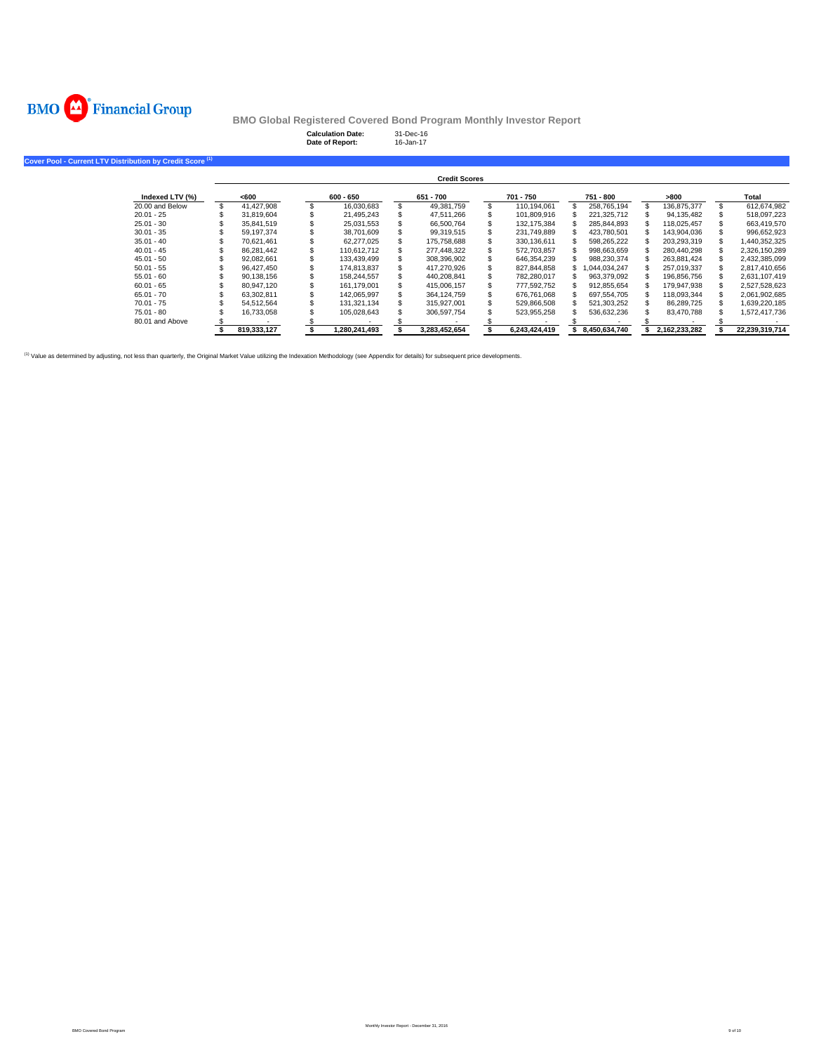BMO Financial Group

# BMO Global Registered Covered Bond Program Monthly Investor Report

**Calculation Date:** 31-Dec-16
**Date of Report:** 16-Jan-17

## Cover Pool - Current LTV Distribution by Credit Score [(1)]

| | Credit Scores | | | | | | |
|---|---|---|---|---|---|---|---|
| **Indexed LTV (%)** | **<600** | **600 - 650** | **651 - 700** | **701 - 750** | **751 - 800** | **>800** | **Total** |
| 20.00 and Below | $ 41,427,908 | $ 16,030,683 | $ 49,381,759 | $ 110,194,061 | $ 258,765,194 | $ 136,875,377 | $ 612,674,982 |
| 20.01 - 25 | $ 31,819,604 | $ 21,495,243 | $ 47,511,266 | $ 101,809,916 | $ 221,325,712 | $ 94,135,482 | $ 518,097,223 |
| 25.01 - 30 | $ 35,841,519 | $ 25,031,553 | $ 66,500,764 | $ 132,175,384 | $ 285,844,893 | $ 118,025,457 | $ 663,419,570 |
| 30.01 - 35 | $ 59,197,374 | $ 38,701,609 | $ 99,319,515 | $ 231,749,889 | $ 423,780,501 | $ 143,904,036 | $ 996,652,923 |
| 35.01 - 40 | $ 70,621,461 | $ 62,277,025 | $ 175,758,688 | $ 330,136,611 | $ 598,265,222 | $ 203,293,319 | $ 1,440,352,325 |
| 40.01 - 45 | $ 86,281,442 | $ 110,612,712 | $ 277,448,322 | $ 572,703,857 | $ 998,663,659 | $ 280,440,298 | $ 2,326,150,289 |
| 45.01 - 50 | $ 92,082,661 | $ 133,439,499 | $ 308,396,902 | $ 646,354,239 | $ 988,230,374 | $ 263,881,424 | $ 2,432,385,099 |
| 50.01 - 55 | $ 96,427,450 | $ 174,813,837 | $ 417,270,926 | $ 827,844,858 | $ 1,044,034,247 | $ 257,019,337 | $ 2,817,410,656 |
| 55.01 - 60 | $ 90,138,156 | $ 158,244,557 | $ 440,208,841 | $ 782,280,017 | $ 963,379,092 | $ 196,856,756 | $ 2,631,107,419 |
| 60.01 - 65 | $ 80,947,120 | $ 161,179,001 | $ 415,006,157 | $ 777,592,752 | $ 912,855,654 | $ 179,947,938 | $ 2,527,528,623 |
| 65.01 - 70 | $ 63,302,811 | $ 142,065,997 | $ 364,124,759 | $ 676,761,068 | $ 697,554,705 | $ 118,093,344 | $ 2,061,902,685 |
| 70.01 - 75 | $ 54,512,564 | $ 131,321,134 | $ 315,927,001 | $ 529,866,508 | $ 521,303,252 | $ 86,289,725 | $ 1,639,220,185 |
| 75.01 - 80 | $ 16,733,058 | $ 105,028,643 | $ 306,597,754 | $ 523,955,258 | $ 536,632,236 | $ 83,470,788 | $ 1,572,417,736 |
| 80.01 and Above | $ - | $ - | $ - | $ - | $ - | $ - | $ - |
| | **$ 819,333,127** | **$ 1,280,241,493** | **$ 3,283,452,654** | **$ 6,243,424,419** | **$ 8,450,634,740** | **$ 2,162,233,282** | **$ 22,239,319,714** |

[(1)] Value as determined by adjusting, not less than quarterly, the Original Market Value utilizing the Indexation Methodology (see Appendix for details) for subsequent price developments.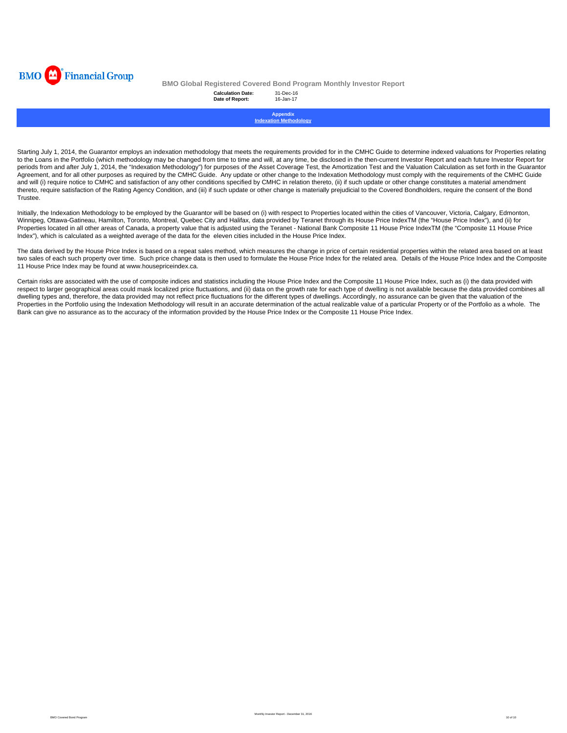BMO Financial Group

**BMO Global Registered Covered Bond Program Monthly Investor Report**

**Calculation Date:** 31-Dec-16
**Date of Report:** 16-Jan-17

## Appendix
### Indexation Methodology

Starting July 1, 2014, the Guarantor employs an indexation methodology that meets the requirements provided for in the CMHC Guide to determine indexed valuations for Properties relating to the Loans in the Portfolio (which methodology may be changed from time to time and will, at any time, be disclosed in the then-current Investor Report and each future Investor Report for periods from and after July 1, 2014, the "Indexation Methodology") for purposes of the Asset Coverage Test, the Amortization Test and the Valuation Calculation as set forth in the Guarantor Agreement, and for all other purposes as required by the CMHC Guide. Any update or other change to the Indexation Methodology must comply with the requirements of the CMHC Guide and will (i) require notice to CMHC and satisfaction of any other conditions specified by CMHC in relation thereto, (ii) if such update or other change constitutes a material amendment thereto, require satisfaction of the Rating Agency Condition, and (iii) if such update or other change is materially prejudicial to the Covered Bondholders, require the consent of the Bond Trustee.

Initially, the Indexation Methodology to be employed by the Guarantor will be based on (i) with respect to Properties located within the cities of Vancouver, Victoria, Calgary, Edmonton, Winnipeg, Ottawa-Gatineau, Hamilton, Toronto, Montreal, Quebec City and Halifax, data provided by Teranet through its House Price IndexTM (the "House Price Index"), and (ii) for Properties located in all other areas of Canada, a property value that is adjusted using the Teranet - National Bank Composite 11 House Price IndexTM (the "Composite 11 House Price Index"), which is calculated as a weighted average of the data for the eleven cities included in the House Price Index.

The data derived by the House Price Index is based on a repeat sales method, which measures the change in price of certain residential properties within the related area based on at least two sales of each such property over time. Such price change data is then used to formulate the House Price Index for the related area. Details of the House Price Index and the Composite 11 House Price Index may be found at www.housepriceindex.ca.

Certain risks are associated with the use of composite indices and statistics including the House Price Index and the Composite 11 House Price Index, such as (i) the data provided with respect to larger geographical areas could mask localized price fluctuations, and (ii) data on the growth rate for each type of dwelling is not available because the data provided combines all dwelling types and, therefore, the data provided may not reflect price fluctuations for the different types of dwellings. Accordingly, no assurance can be given that the valuation of the Properties in the Portfolio using the Indexation Methodology will result in an accurate determination of the actual realizable value of a particular Property or of the Portfolio as a whole. The Bank can give no assurance as to the accuracy of the information provided by the House Price Index or the Composite 11 House Price Index.